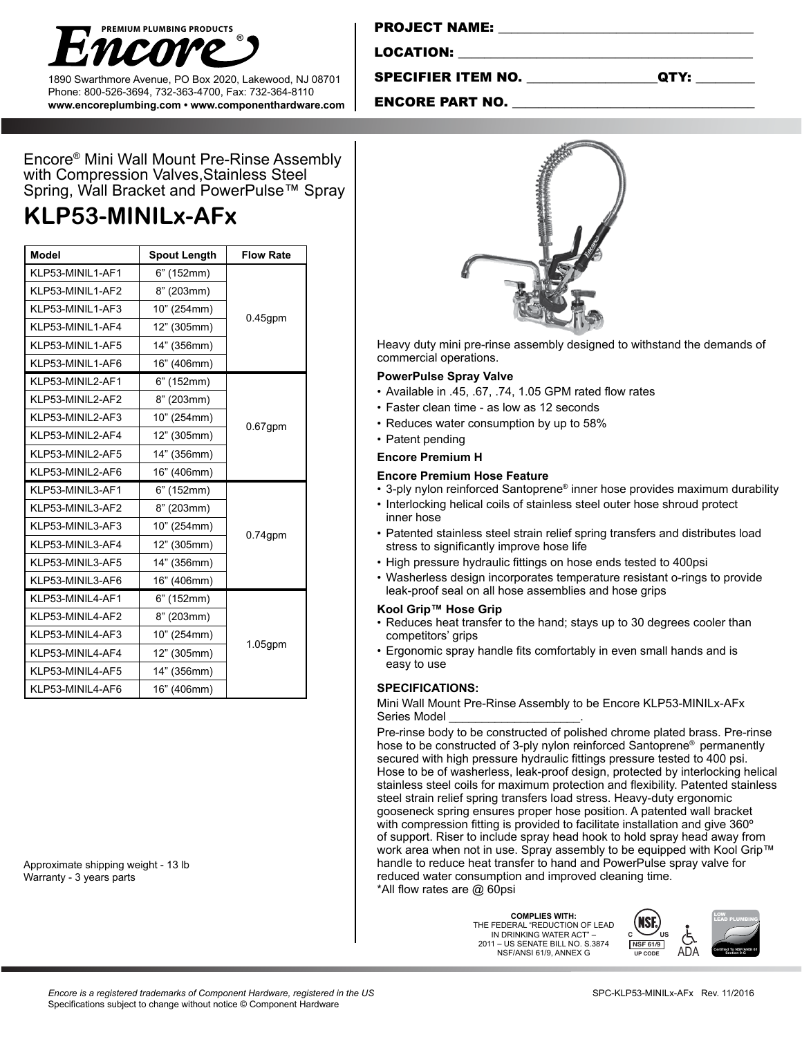**Encore®** PREMIUM PLUMBING PRODUCTS

1890 Swarthmore Avenue, PO Box 2020, Lakewood, NJ 08701
Phone: 800-526-3694, 732-363-4700, Fax: 732-364-8110
www.encoreplumbing.com • www.componenthardware.com

**PROJECT NAME:** ___________________________________

**LOCATION:** ___________________________________

**SPECIFIER ITEM NO.** __________________ **QTY:** ________

**ENCORE PART NO.** ___________________________________

Encore® Mini Wall Mount Pre-Rinse Assembly with Compression Valves,Stainless Steel Spring, Wall Bracket and PowerPulse™ Spray

# KLP53-MINILx-AFx

| Model | Spout Length | Flow Rate |
|---|---|---|
| KLP53-MINIL1-AF1 | 6" (152mm) | 0.45gpm |
| KLP53-MINIL1-AF2 | 8" (203mm) | |
| KLP53-MINIL1-AF3 | 10" (254mm) | |
| KLP53-MINIL1-AF4 | 12" (305mm) | |
| KLP53-MINIL1-AF5 | 14" (356mm) | |
| KLP53-MINIL1-AF6 | 16" (406mm) | |
| KLP53-MINIL2-AF1 | 6" (152mm) | 0.67gpm |
| KLP53-MINIL2-AF2 | 8" (203mm) | |
| KLP53-MINIL2-AF3 | 10" (254mm) | |
| KLP53-MINIL2-AF4 | 12" (305mm) | |
| KLP53-MINIL2-AF5 | 14" (356mm) | |
| KLP53-MINIL2-AF6 | 16" (406mm) | |
| KLP53-MINIL3-AF1 | 6" (152mm) | 0.74gpm |
| KLP53-MINIL3-AF2 | 8" (203mm) | |
| KLP53-MINIL3-AF3 | 10" (254mm) | |
| KLP53-MINIL3-AF4 | 12" (305mm) | |
| KLP53-MINIL3-AF5 | 14" (356mm) | |
| KLP53-MINIL3-AF6 | 16" (406mm) | |
| KLP53-MINIL4-AF1 | 6" (152mm) | 1.05gpm |
| KLP53-MINIL4-AF2 | 8" (203mm) | |
| KLP53-MINIL4-AF3 | 10" (254mm) | |
| KLP53-MINIL4-AF4 | 12" (305mm) | |
| KLP53-MINIL4-AF5 | 14" (356mm) | |
| KLP53-MINIL4-AF6 | 16" (406mm) | |

Approximate shipping weight - 13 lb
Warranty - 3 years parts

Heavy duty mini pre-rinse assembly designed to withstand the demands of commercial operations.

**PowerPulse Spray Valve**

- Available in .45, .67, .74, 1.05 GPM rated flow rates
- Faster clean time - as low as 12 seconds
- Reduces water consumption by up to 58%
- Patent pending

**Encore Premium H**

**Encore Premium Hose Feature**

- 3-ply nylon reinforced Santoprene® inner hose provides maximum durability
- Interlocking helical coils of stainless steel outer hose shroud protect inner hose
- Patented stainless steel strain relief spring transfers and distributes load stress to significantly improve hose life
- High pressure hydraulic fittings on hose ends tested to 400psi
- Washerless design incorporates temperature resistant o-rings to provide leak-proof seal on all hose assemblies and hose grips

**Kool Grip™ Hose Grip**

- Reduces heat transfer to the hand; stays up to 30 degrees cooler than competitors' grips
- Ergonomic spray handle fits comfortably in even small hands and is easy to use

**SPECIFICATIONS:**

Mini Wall Mount Pre-Rinse Assembly to be Encore KLP53-MINILx-AFx Series Model ____________________.

Pre-rinse body to be constructed of polished chrome plated brass. Pre-rinse hose to be constructed of 3-ply nylon reinforced Santoprene® permanently secured with high pressure hydraulic fittings pressure tested to 400 psi. Hose to be of washerless, leak-proof design, protected by interlocking helical stainless steel coils for maximum protection and flexibility. Patented stainless steel strain relief spring transfers load stress. Heavy-duty ergonomic gooseneck spring ensures proper hose position. A patented wall bracket with compression fitting is provided to facilitate installation and give 360º of support. Riser to include spray head hook to hold spray head away from work area when not in use. Spray assembly to be equipped with Kool Grip™ handle to reduce heat transfer to hand and PowerPulse spray valve for reduced water consumption and improved cleaning time.
*All flow rates are @ 60psi

**COMPLIES WITH:**
THE FEDERAL "REDUCTION OF LEAD IN DRINKING WATER ACT" – 2011 – US SENATE BILL NO. S.3874 NSF/ANSI 61/9, ANNEX G

NSF C US NSF 61/9 UP CODE — ADA — LOW LEAD PLUMBING Certified To NSF/ANSI 61 Section 9-G

*Encore is a registered trademarks of Component Hardware, registered in the US*
Specifications subject to change without notice © Component Hardware

SPC-KLP53-MINILx-AFx Rev. 11/2016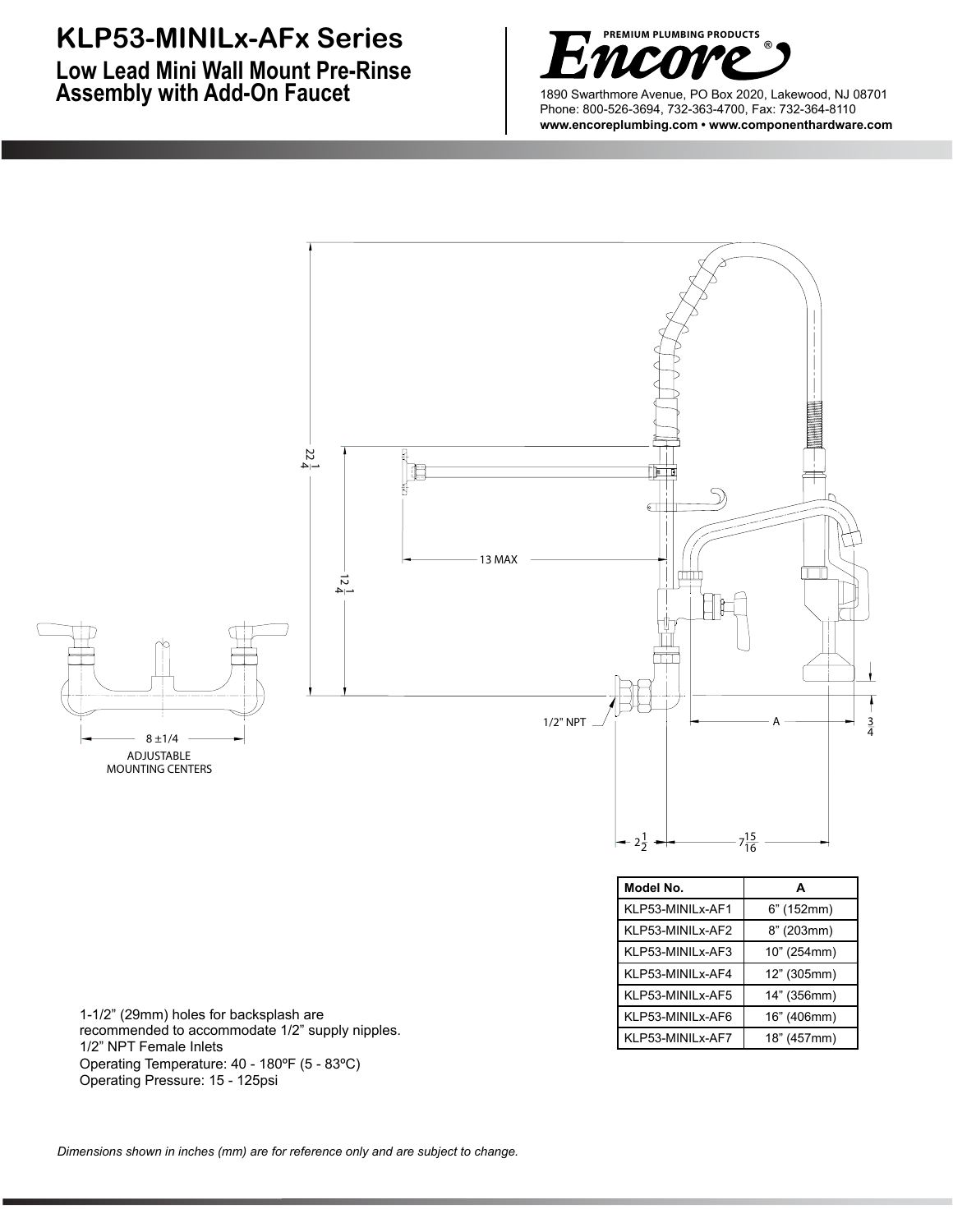# KLP53-MINILx-AFx Series

## Low Lead Mini Wall Mount Pre-Rinse Assembly with Add-On Faucet

Encore PREMIUM PLUMBING PRODUCTS ®

1890 Swarthmore Avenue, PO Box 2020, Lakewood, NJ 08701
Phone: 800-526-3694, 732-363-4700, Fax: 732-364-8110
**www.encoreplumbing.com • www.componenthardware.com**

$22\frac{1}{4}$

$12\frac{1}{4}$

13 MAX

1/2" NPT

A

$\frac{3}{4}$

$2\frac{1}{2}$

$7\frac{15}{16}$

8 ±1/4
ADJUSTABLE
MOUNTING CENTERS

| Model No. | A |
|---|---|
| KLP53-MINILx-AF1 | 6" (152mm) |
| KLP53-MINILx-AF2 | 8" (203mm) |
| KLP53-MINILx-AF3 | 10" (254mm) |
| KLP53-MINILx-AF4 | 12" (305mm) |
| KLP53-MINILx-AF5 | 14" (356mm) |
| KLP53-MINILx-AF6 | 16" (406mm) |
| KLP53-MINILx-AF7 | 18" (457mm) |

1-1/2" (29mm) holes for backsplash are recommended to accommodate 1/2" supply nipples.
1/2" NPT Female Inlets
Operating Temperature: 40 - 180ºF (5 - 83ºC)
Operating Pressure: 15 - 125psi

*Dimensions shown in inches (mm) are for reference only and are subject to change.*